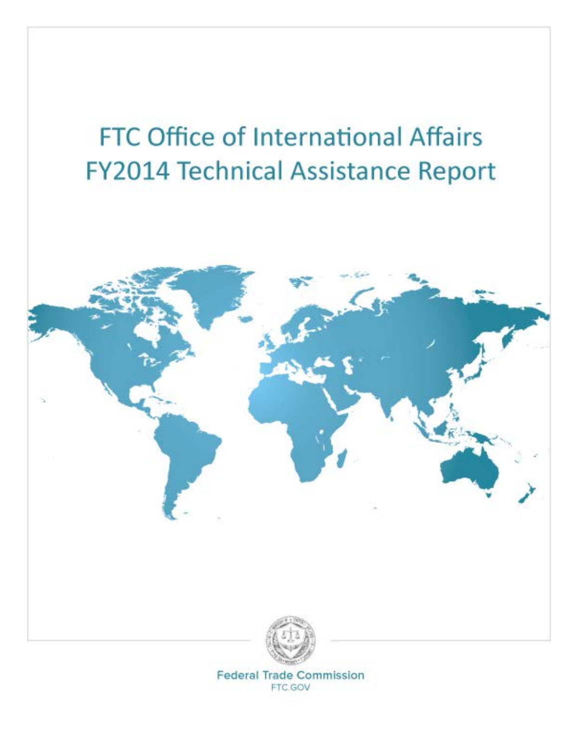# FTC Office of International Affairs FY2014 Technical Assistance Report

Federal Trade Commission
FTC.GOV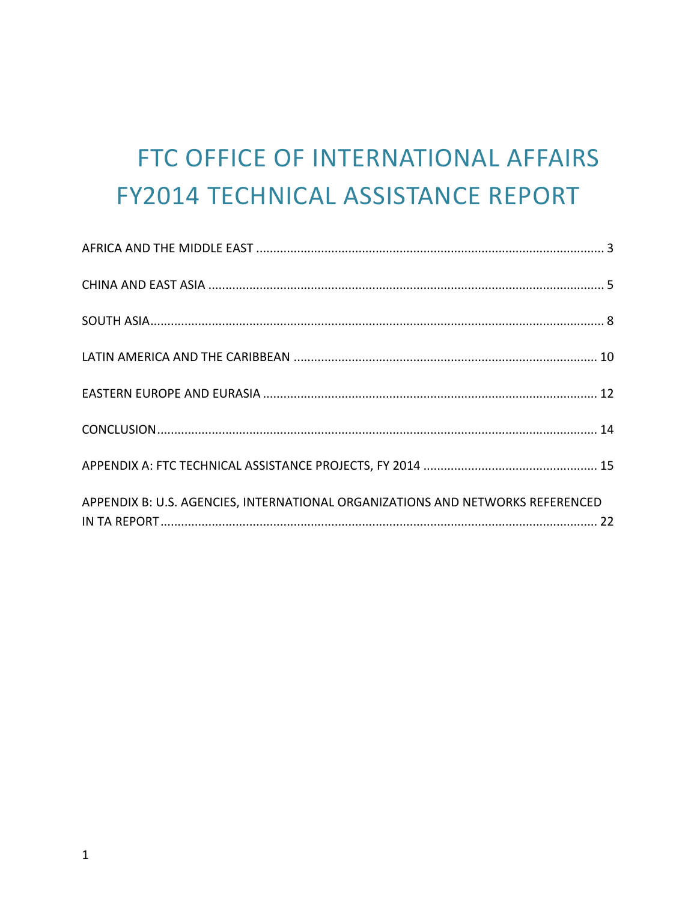# FTC OFFICE OF INTERNATIONAL AFFAIRS FY2014 TECHNICAL ASSISTANCE REPORT

AFRICA AND THE MIDDLE EAST ........................................................................................................ 3

CHINA AND EAST ASIA ................................................................................................................. 5

SOUTH ASIA................................................................................................................................... 8

LATIN AMERICA AND THE CARIBBEAN ...................................................................................... 10

EASTERN EUROPE AND EURASIA ............................................................................................... 12

CONCLUSION ............................................................................................................................... 14

APPENDIX A: FTC TECHNICAL ASSISTANCE PROJECTS, FY 2014 ................................................. 15

APPENDIX B: U.S. AGENCIES, INTERNATIONAL ORGANIZATIONS AND NETWORKS REFERENCED IN TA REPORT ............................................................................................................................. 22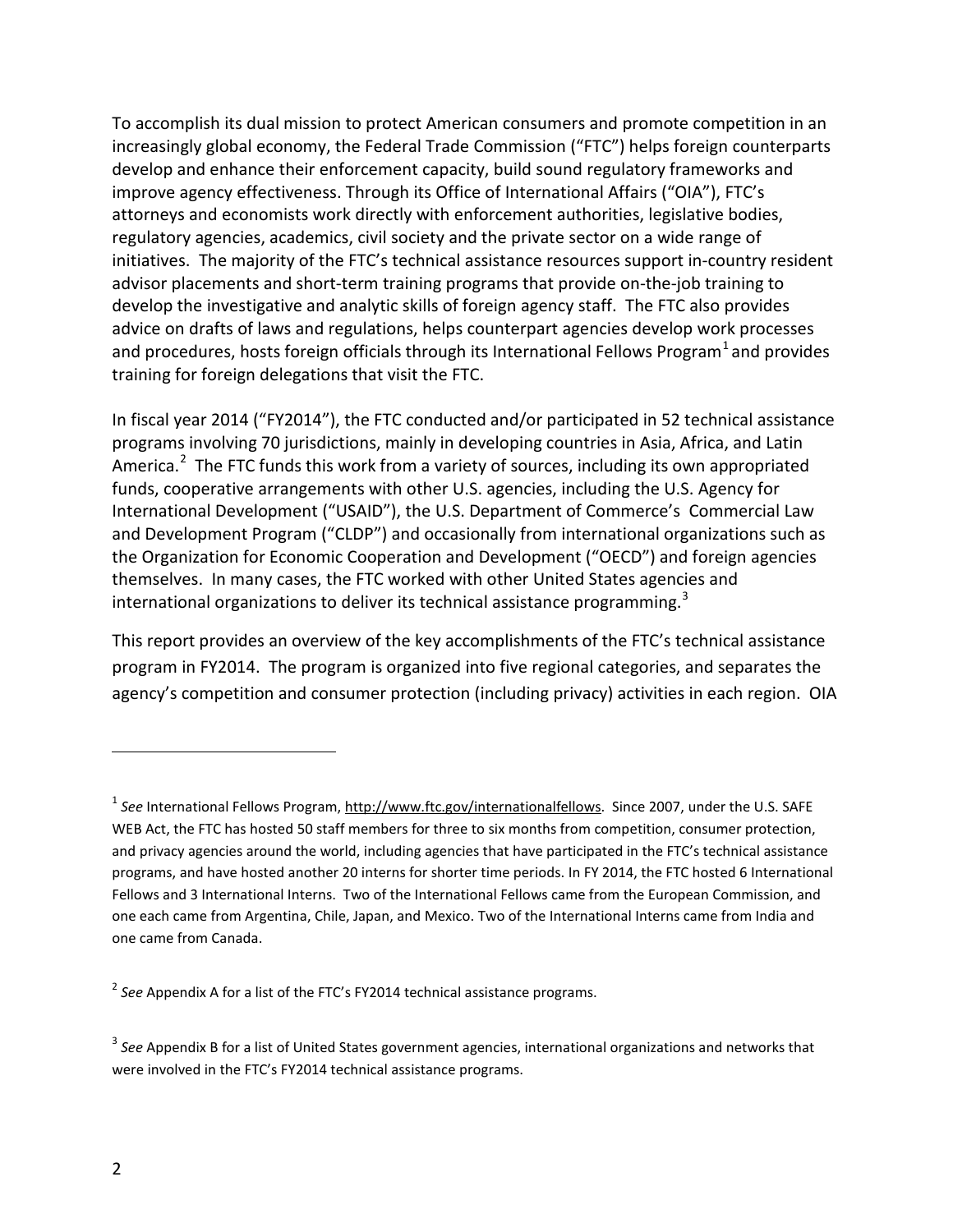To accomplish its dual mission to protect American consumers and promote competition in an increasingly global economy, the Federal Trade Commission ("FTC") helps foreign counterparts develop and enhance their enforcement capacity, build sound regulatory frameworks and improve agency effectiveness. Through its Office of International Affairs ("OIA"), FTC's attorneys and economists work directly with enforcement authorities, legislative bodies, regulatory agencies, academics, civil society and the private sector on a wide range of initiatives. The majority of the FTC's technical assistance resources support in-country resident advisor placements and short-term training programs that provide on-the-job training to develop the investigative and analytic skills of foreign agency staff. The FTC also provides advice on drafts of laws and regulations, helps counterpart agencies develop work processes and procedures, hosts foreign officials through its International Fellows Program[1] and provides training for foreign delegations that visit the FTC.

In fiscal year 2014 ("FY2014"), the FTC conducted and/or participated in 52 technical assistance programs involving 70 jurisdictions, mainly in developing countries in Asia, Africa, and Latin America.[2] The FTC funds this work from a variety of sources, including its own appropriated funds, cooperative arrangements with other U.S. agencies, including the U.S. Agency for International Development ("USAID"), the U.S. Department of Commerce's Commercial Law and Development Program ("CLDP") and occasionally from international organizations such as the Organization for Economic Cooperation and Development ("OECD") and foreign agencies themselves. In many cases, the FTC worked with other United States agencies and international organizations to deliver its technical assistance programming.[3]

This report provides an overview of the key accomplishments of the FTC's technical assistance program in FY2014. The program is organized into five regional categories, and separates the agency's competition and consumer protection (including privacy) activities in each region. OIA

---

[1] *See* International Fellows Program, http://www.ftc.gov/internationalfellows. Since 2007, under the U.S. SAFE WEB Act, the FTC has hosted 50 staff members for three to six months from competition, consumer protection, and privacy agencies around the world, including agencies that have participated in the FTC's technical assistance programs, and have hosted another 20 interns for shorter time periods. In FY 2014, the FTC hosted 6 International Fellows and 3 International Interns. Two of the International Fellows came from the European Commission, and one each came from Argentina, Chile, Japan, and Mexico. Two of the International Interns came from India and one came from Canada.

[2] *See* Appendix A for a list of the FTC's FY2014 technical assistance programs.

[3] *See* Appendix B for a list of United States government agencies, international organizations and networks that were involved in the FTC's FY2014 technical assistance programs.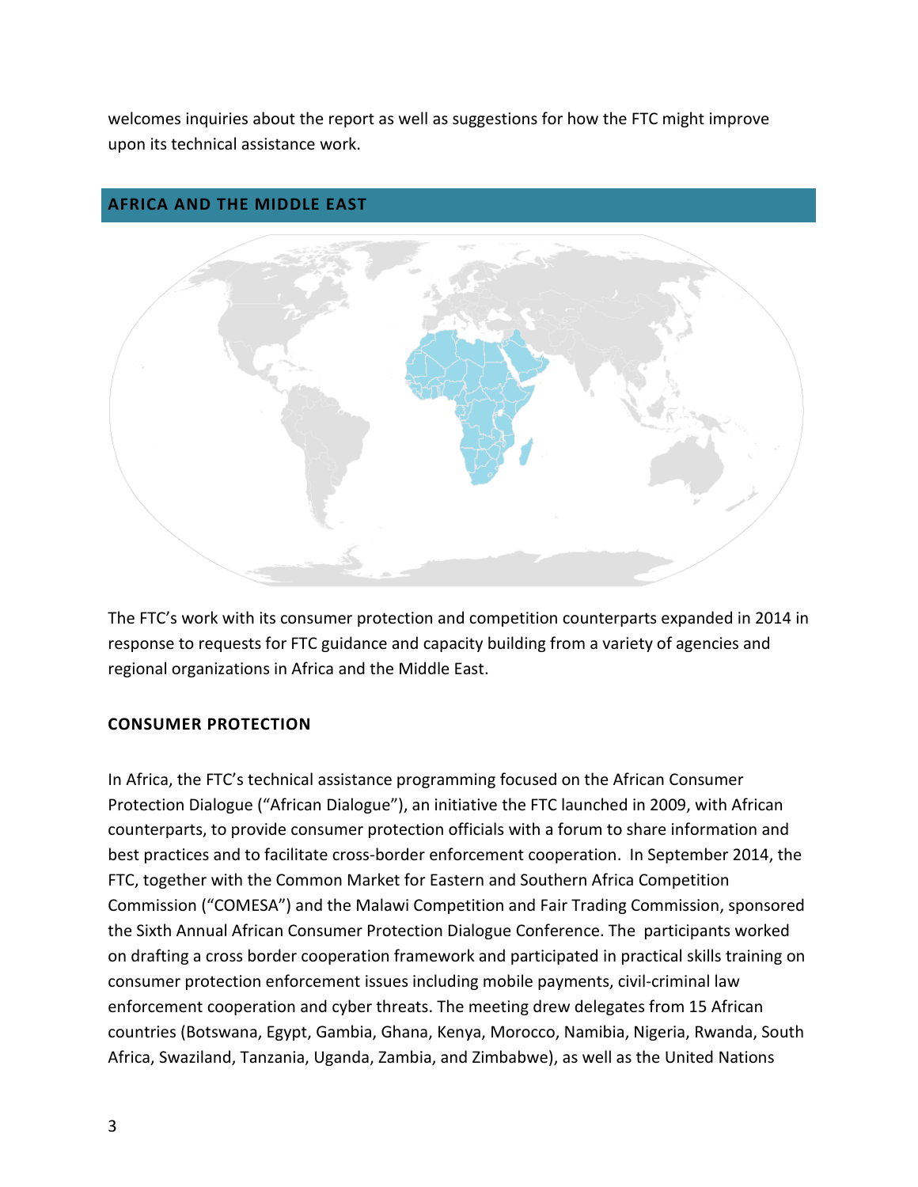welcomes inquiries about the report as well as suggestions for how the FTC might improve upon its technical assistance work.

## AFRICA AND THE MIDDLE EAST

The FTC's work with its consumer protection and competition counterparts expanded in 2014 in response to requests for FTC guidance and capacity building from a variety of agencies and regional organizations in Africa and the Middle East.

### CONSUMER PROTECTION

In Africa, the FTC's technical assistance programming focused on the African Consumer Protection Dialogue ("African Dialogue"), an initiative the FTC launched in 2009, with African counterparts, to provide consumer protection officials with a forum to share information and best practices and to facilitate cross-border enforcement cooperation. In September 2014, the FTC, together with the Common Market for Eastern and Southern Africa Competition Commission ("COMESA") and the Malawi Competition and Fair Trading Commission, sponsored the Sixth Annual African Consumer Protection Dialogue Conference. The participants worked on drafting a cross border cooperation framework and participated in practical skills training on consumer protection enforcement issues including mobile payments, civil-criminal law enforcement cooperation and cyber threats. The meeting drew delegates from 15 African countries (Botswana, Egypt, Gambia, Ghana, Kenya, Morocco, Namibia, Nigeria, Rwanda, South Africa, Swaziland, Tanzania, Uganda, Zambia, and Zimbabwe), as well as the United Nations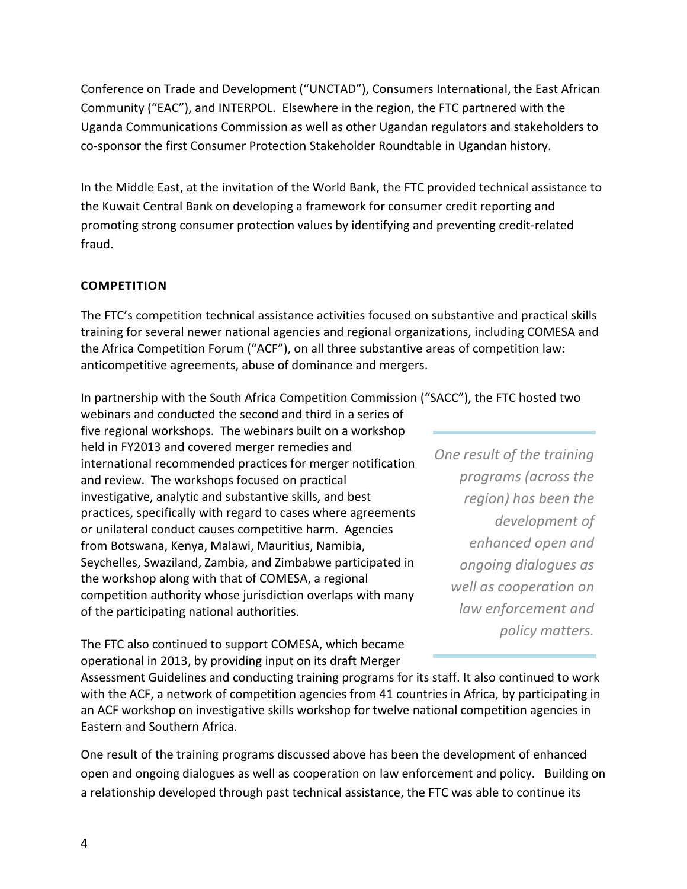Conference on Trade and Development ("UNCTAD"), Consumers International, the East African Community ("EAC"), and INTERPOL. Elsewhere in the region, the FTC partnered with the Uganda Communications Commission as well as other Ugandan regulators and stakeholders to co-sponsor the first Consumer Protection Stakeholder Roundtable in Ugandan history.

In the Middle East, at the invitation of the World Bank, the FTC provided technical assistance to the Kuwait Central Bank on developing a framework for consumer credit reporting and promoting strong consumer protection values by identifying and preventing credit-related fraud.

## COMPETITION

The FTC's competition technical assistance activities focused on substantive and practical skills training for several newer national agencies and regional organizations, including COMESA and the Africa Competition Forum ("ACF"), on all three substantive areas of competition law: anticompetitive agreements, abuse of dominance and mergers.

In partnership with the South Africa Competition Commission ("SACC"), the FTC hosted two webinars and conducted the second and third in a series of five regional workshops. The webinars built on a workshop held in FY2013 and covered merger remedies and international recommended practices for merger notification and review. The workshops focused on practical investigative, analytic and substantive skills, and best practices, specifically with regard to cases where agreements or unilateral conduct causes competitive harm. Agencies from Botswana, Kenya, Malawi, Mauritius, Namibia, Seychelles, Swaziland, Zambia, and Zimbabwe participated in the workshop along with that of COMESA, a regional competition authority whose jurisdiction overlaps with many of the participating national authorities.

> *One result of the training programs (across the region) has been the development of enhanced open and ongoing dialogues as well as cooperation on law enforcement and policy matters.*

The FTC also continued to support COMESA, which became operational in 2013, by providing input on its draft Merger Assessment Guidelines and conducting training programs for its staff. It also continued to work with the ACF, a network of competition agencies from 41 countries in Africa, by participating in an ACF workshop on investigative skills workshop for twelve national competition agencies in Eastern and Southern Africa.

One result of the training programs discussed above has been the development of enhanced open and ongoing dialogues as well as cooperation on law enforcement and policy. Building on a relationship developed through past technical assistance, the FTC was able to continue its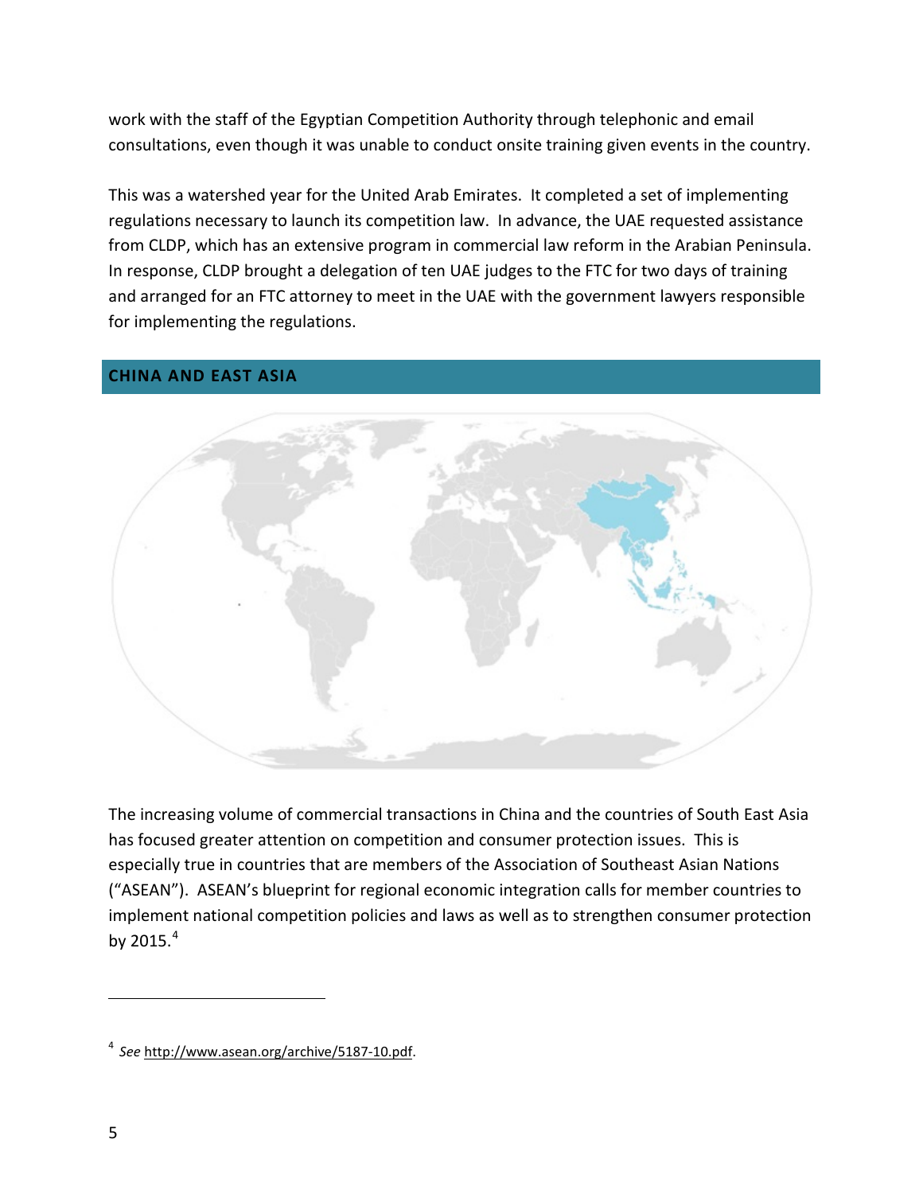work with the staff of the Egyptian Competition Authority through telephonic and email consultations, even though it was unable to conduct onsite training given events in the country.

This was a watershed year for the United Arab Emirates. It completed a set of implementing regulations necessary to launch its competition law. In advance, the UAE requested assistance from CLDP, which has an extensive program in commercial law reform in the Arabian Peninsula. In response, CLDP brought a delegation of ten UAE judges to the FTC for two days of training and arranged for an FTC attorney to meet in the UAE with the government lawyers responsible for implementing the regulations.

## CHINA AND EAST ASIA

The increasing volume of commercial transactions in China and the countries of South East Asia has focused greater attention on competition and consumer protection issues. This is especially true in countries that are members of the Association of Southeast Asian Nations ("ASEAN"). ASEAN's blueprint for regional economic integration calls for member countries to implement national competition policies and laws as well as to strengthen consumer protection by 2015.[4]

---

[4] *See* http://www.asean.org/archive/5187-10.pdf.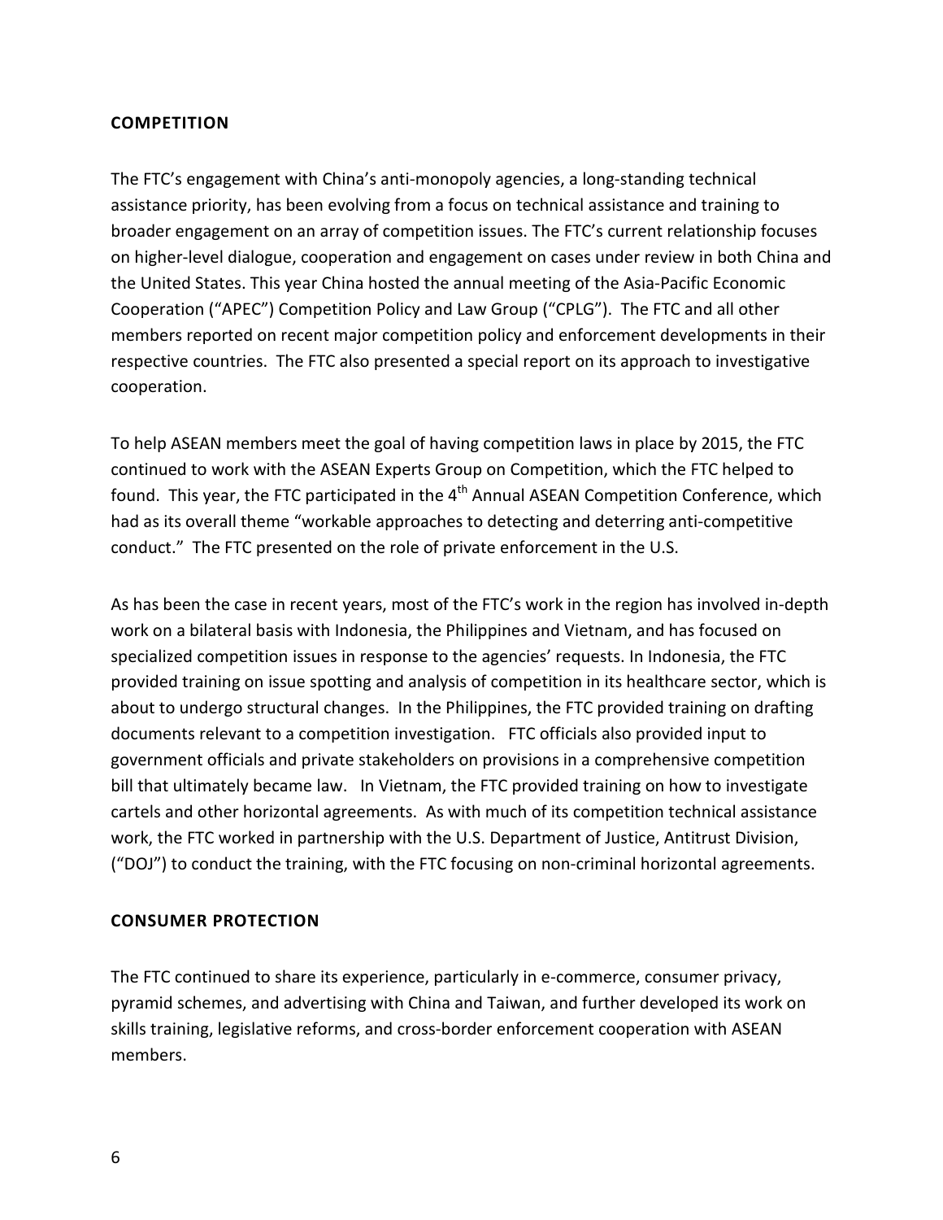## COMPETITION

The FTC's engagement with China's anti-monopoly agencies, a long-standing technical assistance priority, has been evolving from a focus on technical assistance and training to broader engagement on an array of competition issues. The FTC's current relationship focuses on higher-level dialogue, cooperation and engagement on cases under review in both China and the United States. This year China hosted the annual meeting of the Asia-Pacific Economic Cooperation ("APEC") Competition Policy and Law Group ("CPLG"). The FTC and all other members reported on recent major competition policy and enforcement developments in their respective countries. The FTC also presented a special report on its approach to investigative cooperation.

To help ASEAN members meet the goal of having competition laws in place by 2015, the FTC continued to work with the ASEAN Experts Group on Competition, which the FTC helped to found. This year, the FTC participated in the 4th Annual ASEAN Competition Conference, which had as its overall theme "workable approaches to detecting and deterring anti-competitive conduct." The FTC presented on the role of private enforcement in the U.S.

As has been the case in recent years, most of the FTC's work in the region has involved in-depth work on a bilateral basis with Indonesia, the Philippines and Vietnam, and has focused on specialized competition issues in response to the agencies' requests. In Indonesia, the FTC provided training on issue spotting and analysis of competition in its healthcare sector, which is about to undergo structural changes. In the Philippines, the FTC provided training on drafting documents relevant to a competition investigation. FTC officials also provided input to government officials and private stakeholders on provisions in a comprehensive competition bill that ultimately became law. In Vietnam, the FTC provided training on how to investigate cartels and other horizontal agreements. As with much of its competition technical assistance work, the FTC worked in partnership with the U.S. Department of Justice, Antitrust Division, ("DOJ") to conduct the training, with the FTC focusing on non-criminal horizontal agreements.

## CONSUMER PROTECTION

The FTC continued to share its experience, particularly in e-commerce, consumer privacy, pyramid schemes, and advertising with China and Taiwan, and further developed its work on skills training, legislative reforms, and cross-border enforcement cooperation with ASEAN members.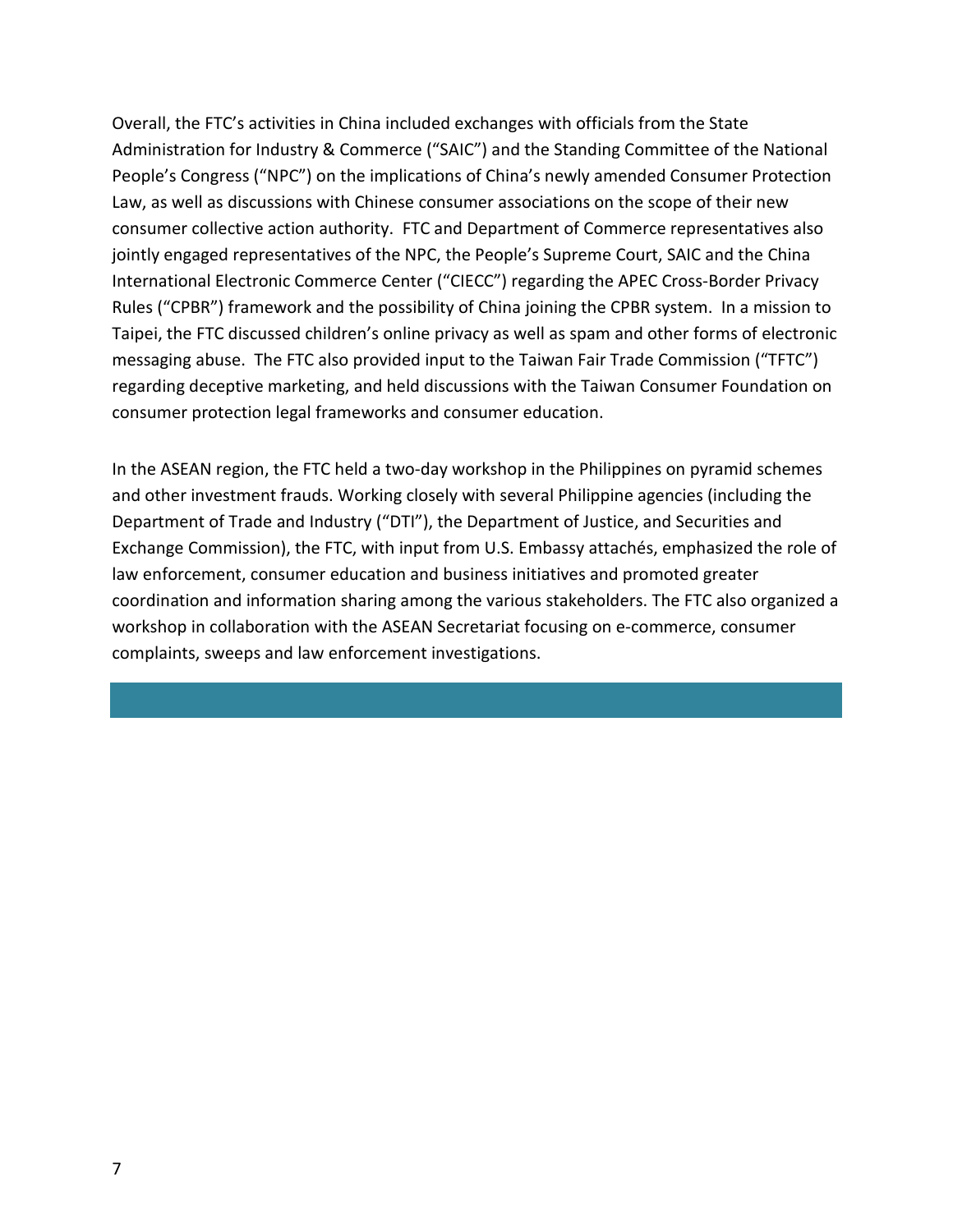Overall, the FTC's activities in China included exchanges with officials from the State Administration for Industry & Commerce ("SAIC") and the Standing Committee of the National People's Congress ("NPC") on the implications of China's newly amended Consumer Protection Law, as well as discussions with Chinese consumer associations on the scope of their new consumer collective action authority. FTC and Department of Commerce representatives also jointly engaged representatives of the NPC, the People's Supreme Court, SAIC and the China International Electronic Commerce Center ("CIECC") regarding the APEC Cross-Border Privacy Rules ("CPBR") framework and the possibility of China joining the CPBR system. In a mission to Taipei, the FTC discussed children's online privacy as well as spam and other forms of electronic messaging abuse. The FTC also provided input to the Taiwan Fair Trade Commission ("TFTC") regarding deceptive marketing, and held discussions with the Taiwan Consumer Foundation on consumer protection legal frameworks and consumer education.

In the ASEAN region, the FTC held a two-day workshop in the Philippines on pyramid schemes and other investment frauds. Working closely with several Philippine agencies (including the Department of Trade and Industry ("DTI"), the Department of Justice, and Securities and Exchange Commission), the FTC, with input from U.S. Embassy attachés, emphasized the role of law enforcement, consumer education and business initiatives and promoted greater coordination and information sharing among the various stakeholders. The FTC also organized a workshop in collaboration with the ASEAN Secretariat focusing on e-commerce, consumer complaints, sweeps and law enforcement investigations.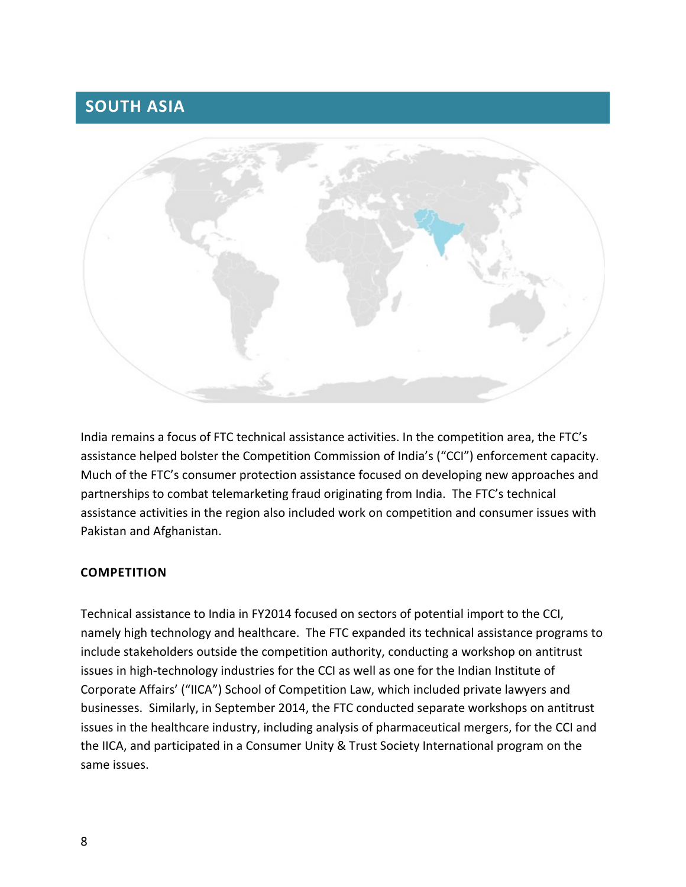## SOUTH ASIA

India remains a focus of FTC technical assistance activities. In the competition area, the FTC's assistance helped bolster the Competition Commission of India's ("CCI") enforcement capacity. Much of the FTC's consumer protection assistance focused on developing new approaches and partnerships to combat telemarketing fraud originating from India. The FTC's technical assistance activities in the region also included work on competition and consumer issues with Pakistan and Afghanistan.

### COMPETITION

Technical assistance to India in FY2014 focused on sectors of potential import to the CCI, namely high technology and healthcare. The FTC expanded its technical assistance programs to include stakeholders outside the competition authority, conducting a workshop on antitrust issues in high-technology industries for the CCI as well as one for the Indian Institute of Corporate Affairs' ("IICA") School of Competition Law, which included private lawyers and businesses. Similarly, in September 2014, the FTC conducted separate workshops on antitrust issues in the healthcare industry, including analysis of pharmaceutical mergers, for the CCI and the IICA, and participated in a Consumer Unity & Trust Society International program on the same issues.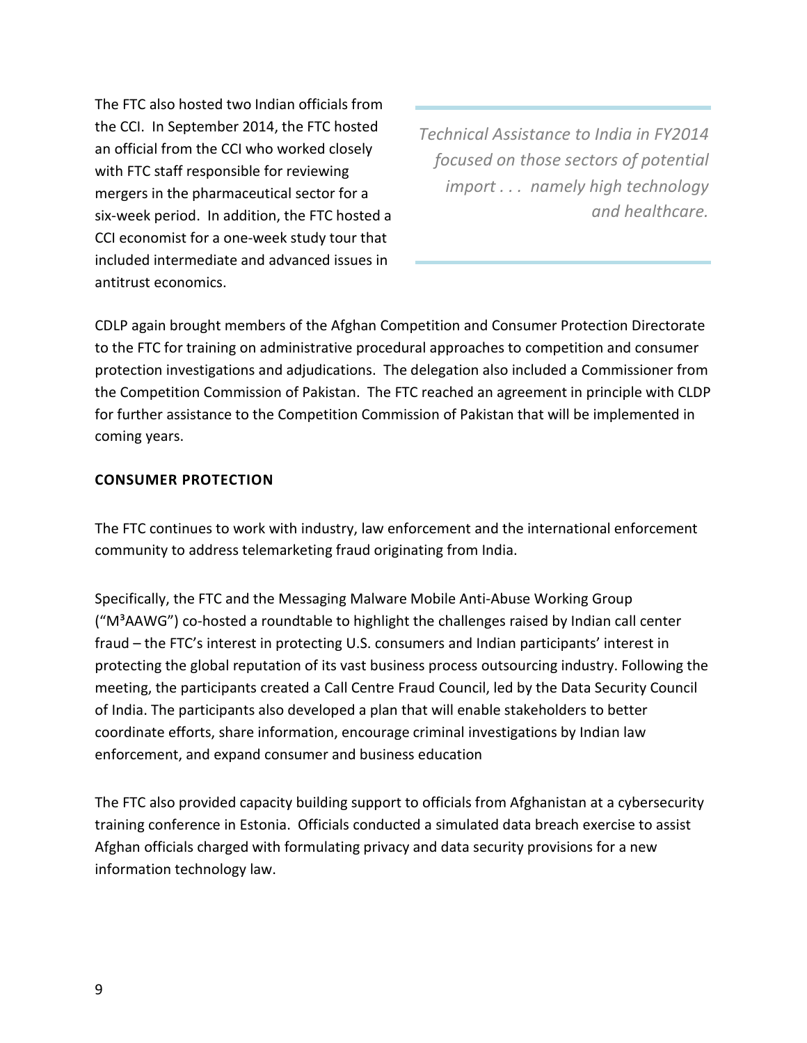The FTC also hosted two Indian officials from the CCI. In September 2014, the FTC hosted an official from the CCI who worked closely with FTC staff responsible for reviewing mergers in the pharmaceutical sector for a six-week period. In addition, the FTC hosted a CCI economist for a one-week study tour that included intermediate and advanced issues in antitrust economics.

> *Technical Assistance to India in FY2014 focused on those sectors of potential import . . . namely high technology and healthcare.*

CDLP again brought members of the Afghan Competition and Consumer Protection Directorate to the FTC for training on administrative procedural approaches to competition and consumer protection investigations and adjudications. The delegation also included a Commissioner from the Competition Commission of Pakistan. The FTC reached an agreement in principle with CLDP for further assistance to the Competition Commission of Pakistan that will be implemented in coming years.

**CONSUMER PROTECTION**

The FTC continues to work with industry, law enforcement and the international enforcement community to address telemarketing fraud originating from India.

Specifically, the FTC and the Messaging Malware Mobile Anti-Abuse Working Group ("M³AAWG") co-hosted a roundtable to highlight the challenges raised by Indian call center fraud – the FTC's interest in protecting U.S. consumers and Indian participants' interest in protecting the global reputation of its vast business process outsourcing industry. Following the meeting, the participants created a Call Centre Fraud Council, led by the Data Security Council of India. The participants also developed a plan that will enable stakeholders to better coordinate efforts, share information, encourage criminal investigations by Indian law enforcement, and expand consumer and business education

The FTC also provided capacity building support to officials from Afghanistan at a cybersecurity training conference in Estonia. Officials conducted a simulated data breach exercise to assist Afghan officials charged with formulating privacy and data security provisions for a new information technology law.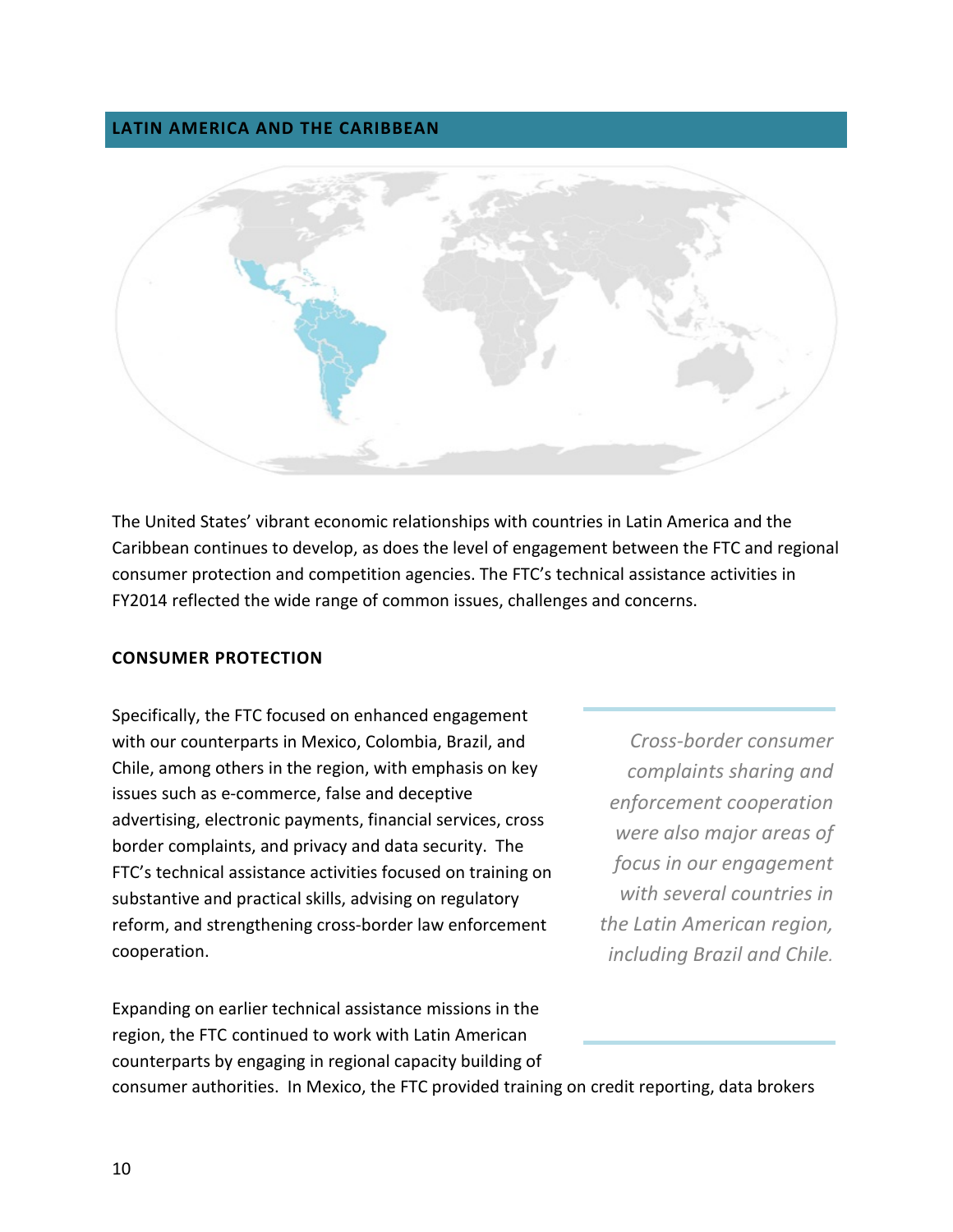## LATIN AMERICA AND THE CARIBBEAN

The United States' vibrant economic relationships with countries in Latin America and the Caribbean continues to develop, as does the level of engagement between the FTC and regional consumer protection and competition agencies. The FTC's technical assistance activities in FY2014 reflected the wide range of common issues, challenges and concerns.

### CONSUMER PROTECTION

Specifically, the FTC focused on enhanced engagement with our counterparts in Mexico, Colombia, Brazil, and Chile, among others in the region, with emphasis on key issues such as e-commerce, false and deceptive advertising, electronic payments, financial services, cross border complaints, and privacy and data security. The FTC's technical assistance activities focused on training on substantive and practical skills, advising on regulatory reform, and strengthening cross-border law enforcement cooperation.

*Cross-border consumer complaints sharing and enforcement cooperation were also major areas of focus in our engagement with several countries in the Latin American region, including Brazil and Chile.*

Expanding on earlier technical assistance missions in the region, the FTC continued to work with Latin American counterparts by engaging in regional capacity building of consumer authorities. In Mexico, the FTC provided training on credit reporting, data brokers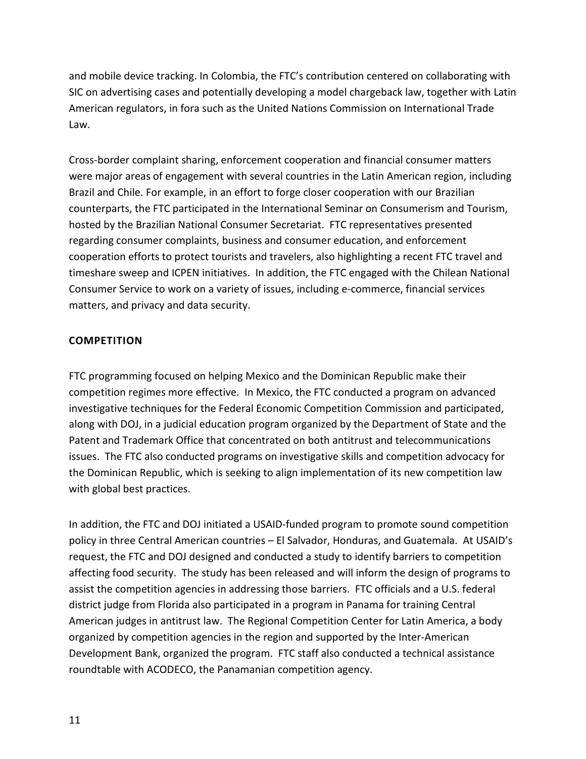and mobile device tracking. In Colombia, the FTC's contribution centered on collaborating with SIC on advertising cases and potentially developing a model chargeback law, together with Latin American regulators, in fora such as the United Nations Commission on International Trade Law.

Cross-border complaint sharing, enforcement cooperation and financial consumer matters were major areas of engagement with several countries in the Latin American region, including Brazil and Chile. For example, in an effort to forge closer cooperation with our Brazilian counterparts, the FTC participated in the International Seminar on Consumerism and Tourism, hosted by the Brazilian National Consumer Secretariat. FTC representatives presented regarding consumer complaints, business and consumer education, and enforcement cooperation efforts to protect tourists and travelers, also highlighting a recent FTC travel and timeshare sweep and ICPEN initiatives. In addition, the FTC engaged with the Chilean National Consumer Service to work on a variety of issues, including e-commerce, financial services matters, and privacy and data security.

## COMPETITION

FTC programming focused on helping Mexico and the Dominican Republic make their competition regimes more effective. In Mexico, the FTC conducted a program on advanced investigative techniques for the Federal Economic Competition Commission and participated, along with DOJ, in a judicial education program organized by the Department of State and the Patent and Trademark Office that concentrated on both antitrust and telecommunications issues. The FTC also conducted programs on investigative skills and competition advocacy for the Dominican Republic, which is seeking to align implementation of its new competition law with global best practices.

In addition, the FTC and DOJ initiated a USAID-funded program to promote sound competition policy in three Central American countries – El Salvador, Honduras, and Guatemala. At USAID's request, the FTC and DOJ designed and conducted a study to identify barriers to competition affecting food security. The study has been released and will inform the design of programs to assist the competition agencies in addressing those barriers. FTC officials and a U.S. federal district judge from Florida also participated in a program in Panama for training Central American judges in antitrust law. The Regional Competition Center for Latin America, a body organized by competition agencies in the region and supported by the Inter-American Development Bank, organized the program. FTC staff also conducted a technical assistance roundtable with ACODECO, the Panamanian competition agency.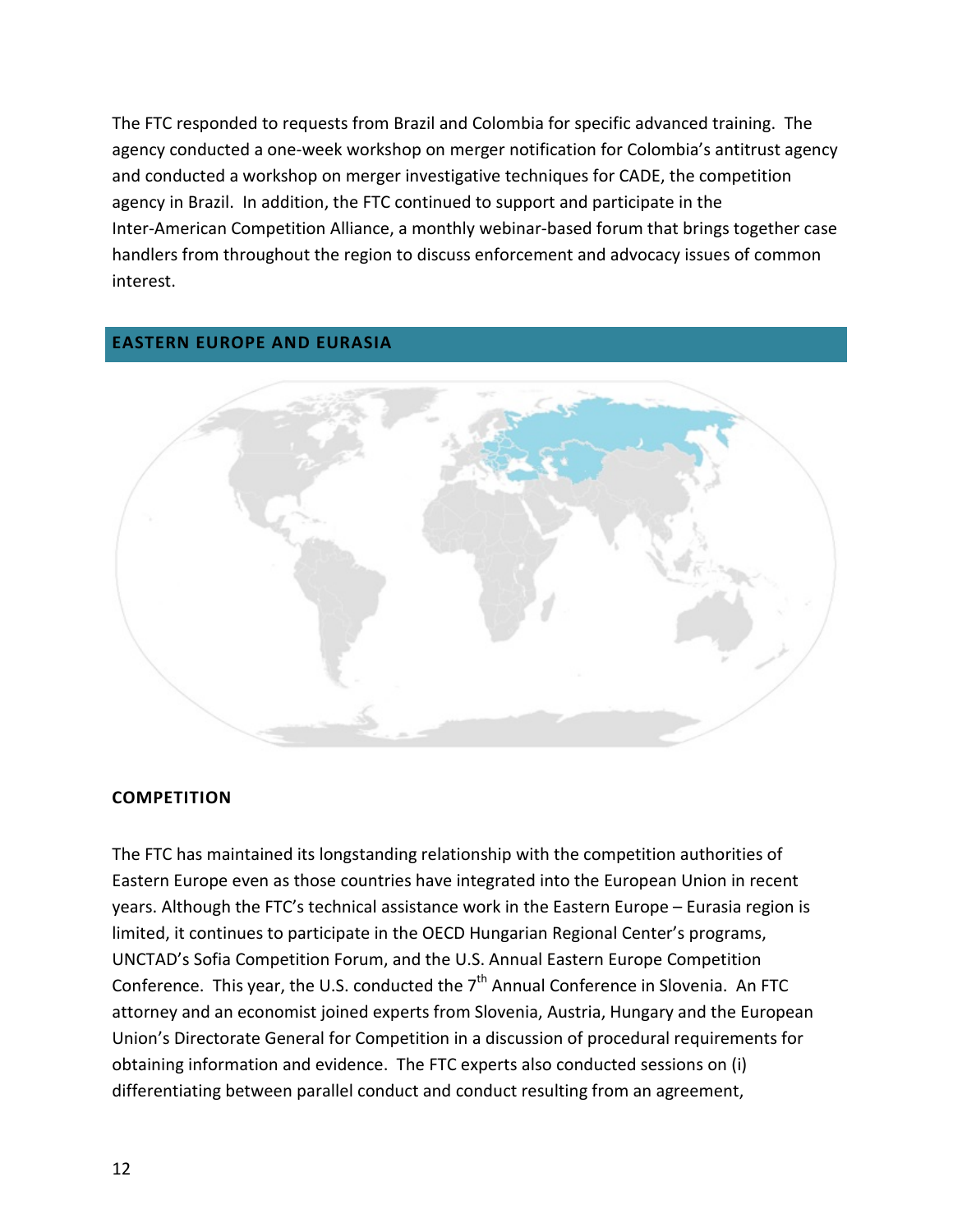The FTC responded to requests from Brazil and Colombia for specific advanced training. The agency conducted a one-week workshop on merger notification for Colombia's antitrust agency and conducted a workshop on merger investigative techniques for CADE, the competition agency in Brazil. In addition, the FTC continued to support and participate in the Inter-American Competition Alliance, a monthly webinar-based forum that brings together case handlers from throughout the region to discuss enforcement and advocacy issues of common interest.

## EASTERN EUROPE AND EURASIA

### COMPETITION

The FTC has maintained its longstanding relationship with the competition authorities of Eastern Europe even as those countries have integrated into the European Union in recent years. Although the FTC's technical assistance work in the Eastern Europe – Eurasia region is limited, it continues to participate in the OECD Hungarian Regional Center's programs, UNCTAD's Sofia Competition Forum, and the U.S. Annual Eastern Europe Competition Conference. This year, the U.S. conducted the 7th Annual Conference in Slovenia. An FTC attorney and an economist joined experts from Slovenia, Austria, Hungary and the European Union's Directorate General for Competition in a discussion of procedural requirements for obtaining information and evidence. The FTC experts also conducted sessions on (i) differentiating between parallel conduct and conduct resulting from an agreement,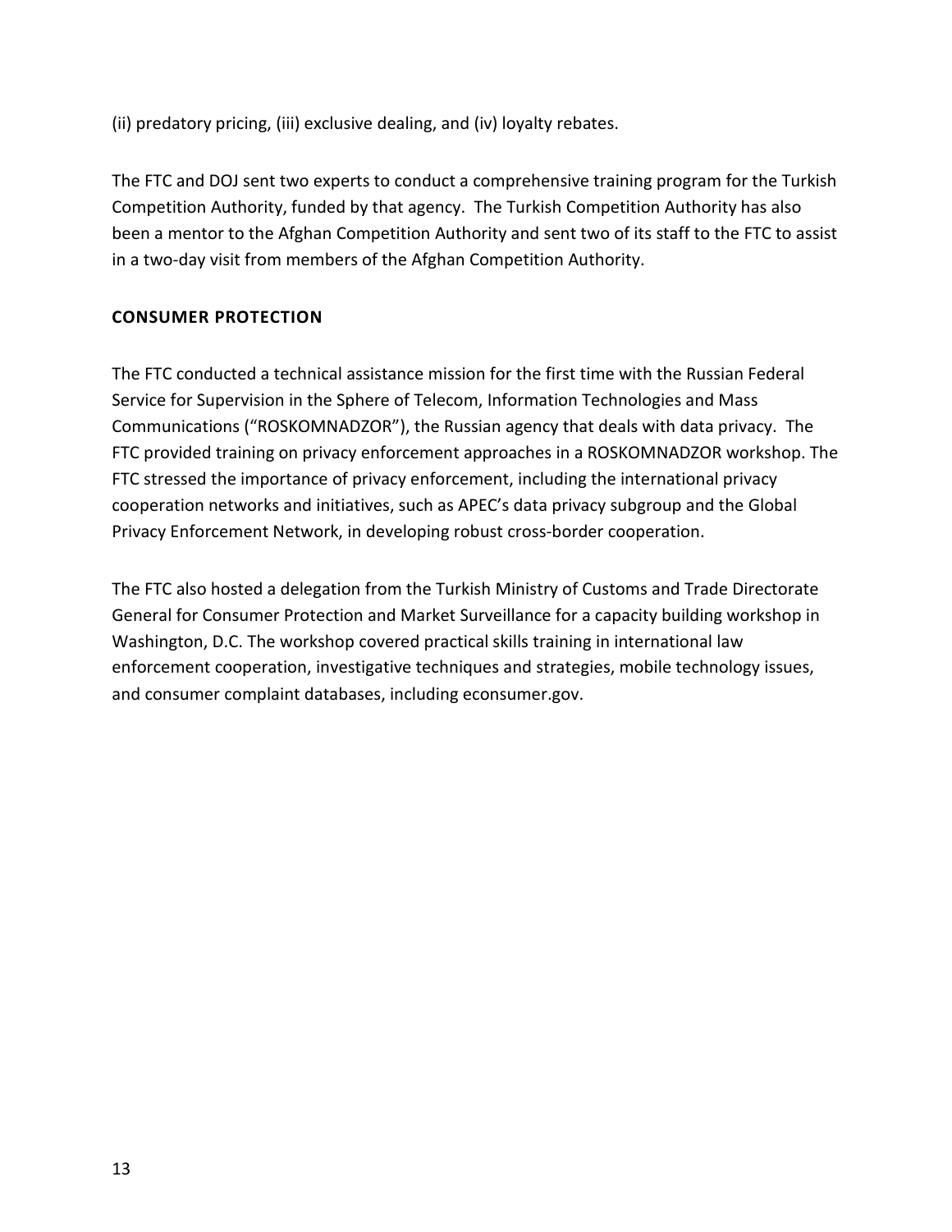(ii) predatory pricing, (iii) exclusive dealing, and (iv) loyalty rebates.

The FTC and DOJ sent two experts to conduct a comprehensive training program for the Turkish Competition Authority, funded by that agency. The Turkish Competition Authority has also been a mentor to the Afghan Competition Authority and sent two of its staff to the FTC to assist in a two-day visit from members of the Afghan Competition Authority.

**CONSUMER PROTECTION**

The FTC conducted a technical assistance mission for the first time with the Russian Federal Service for Supervision in the Sphere of Telecom, Information Technologies and Mass Communications ("ROSKOMNADZOR"), the Russian agency that deals with data privacy. The FTC provided training on privacy enforcement approaches in a ROSKOMNADZOR workshop. The FTC stressed the importance of privacy enforcement, including the international privacy cooperation networks and initiatives, such as APEC's data privacy subgroup and the Global Privacy Enforcement Network, in developing robust cross-border cooperation.

The FTC also hosted a delegation from the Turkish Ministry of Customs and Trade Directorate General for Consumer Protection and Market Surveillance for a capacity building workshop in Washington, D.C. The workshop covered practical skills training in international law enforcement cooperation, investigative techniques and strategies, mobile technology issues, and consumer complaint databases, including econsumer.gov.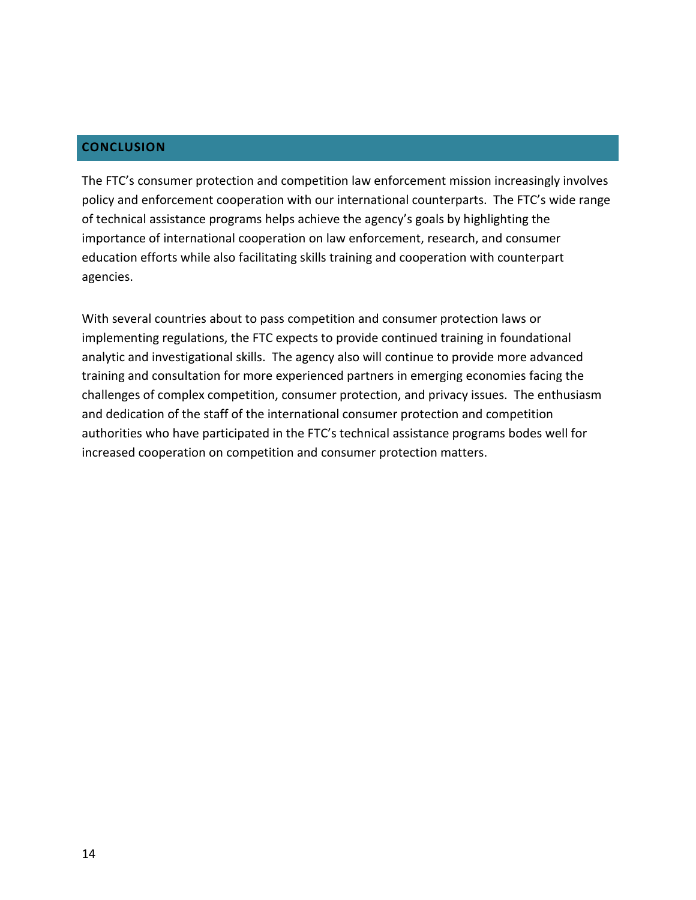## CONCLUSION

The FTC's consumer protection and competition law enforcement mission increasingly involves policy and enforcement cooperation with our international counterparts. The FTC's wide range of technical assistance programs helps achieve the agency's goals by highlighting the importance of international cooperation on law enforcement, research, and consumer education efforts while also facilitating skills training and cooperation with counterpart agencies.

With several countries about to pass competition and consumer protection laws or implementing regulations, the FTC expects to provide continued training in foundational analytic and investigational skills. The agency also will continue to provide more advanced training and consultation for more experienced partners in emerging economies facing the challenges of complex competition, consumer protection, and privacy issues. The enthusiasm and dedication of the staff of the international consumer protection and competition authorities who have participated in the FTC's technical assistance programs bodes well for increased cooperation on competition and consumer protection matters.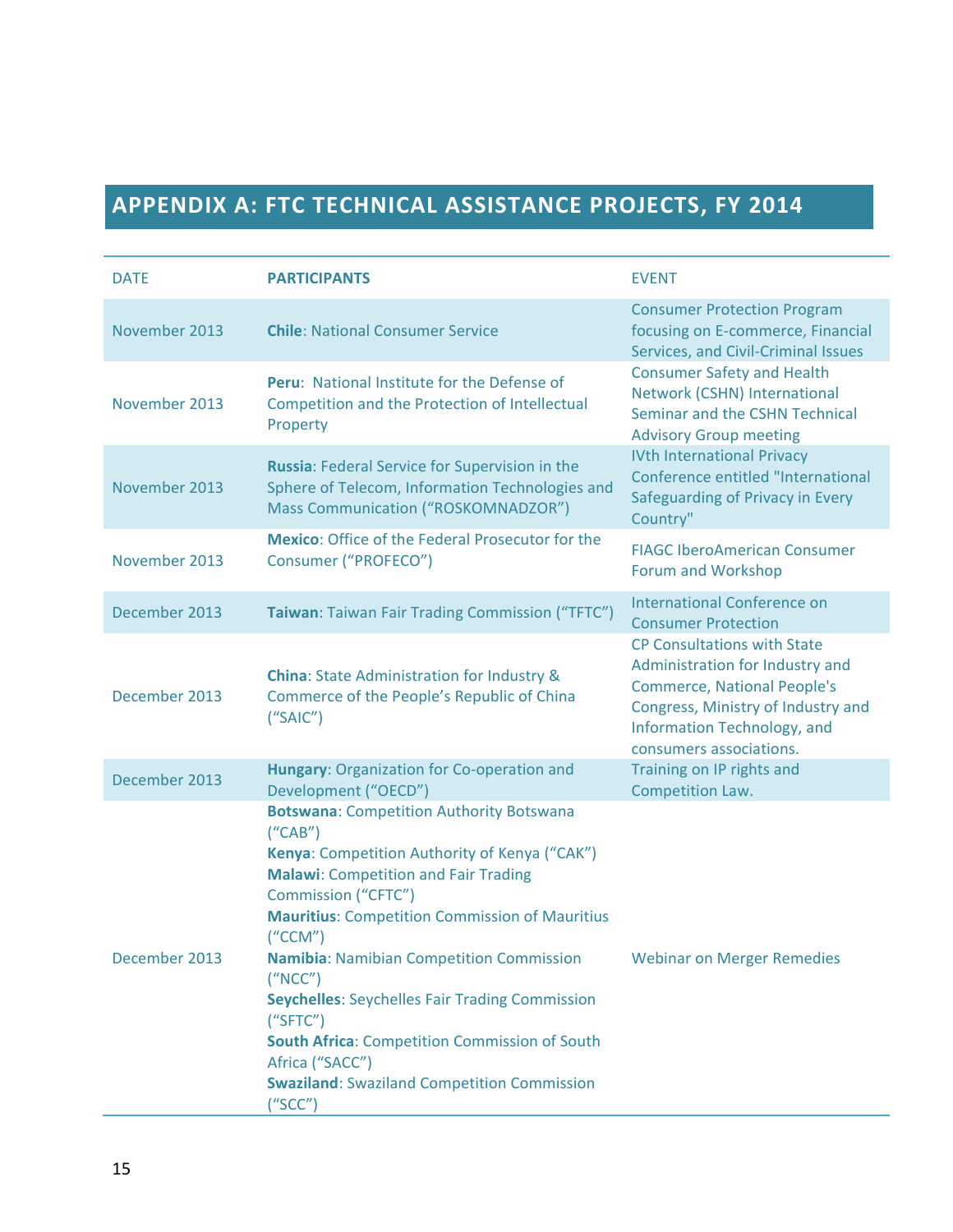## APPENDIX A: FTC TECHNICAL ASSISTANCE PROJECTS, FY 2014

| DATE | PARTICIPANTS | EVENT |
|---|---|---|
| November 2013 | **Chile**: National Consumer Service | Consumer Protection Program focusing on E-commerce, Financial Services, and Civil-Criminal Issues |
| November 2013 | **Peru**: National Institute for the Defense of Competition and the Protection of Intellectual Property | Consumer Safety and Health Network (CSHN) International Seminar and the CSHN Technical Advisory Group meeting |
| November 2013 | **Russia**: Federal Service for Supervision in the Sphere of Telecom, Information Technologies and Mass Communication ("ROSKOMNADZOR") | IVth International Privacy Conference entitled "International Safeguarding of Privacy in Every Country" |
| November 2013 | **Mexico**: Office of the Federal Prosecutor for the Consumer ("PROFECO") | FIAGC IberoAmerican Consumer Forum and Workshop |
| December 2013 | **Taiwan**: Taiwan Fair Trading Commission ("TFTC") | International Conference on Consumer Protection |
| December 2013 | **China**: State Administration for Industry & Commerce of the People's Republic of China ("SAIC") | CP Consultations with State Administration for Industry and Commerce, National People's Congress, Ministry of Industry and Information Technology, and consumers associations. |
| December 2013 | **Hungary**: Organization for Co-operation and Development ("OECD") | Training on IP rights and Competition Law. |
| December 2013 | **Botswana**: Competition Authority Botswana ("CAB")<br>**Kenya**: Competition Authority of Kenya ("CAK")<br>**Malawi**: Competition and Fair Trading Commission ("CFTC")<br>**Mauritius**: Competition Commission of Mauritius ("CCM")<br>**Namibia**: Namibian Competition Commission ("NCC")<br>**Seychelles**: Seychelles Fair Trading Commission ("SFTC")<br>**South Africa**: Competition Commission of South Africa ("SACC")<br>**Swaziland**: Swaziland Competition Commission ("SCC") | Webinar on Merger Remedies |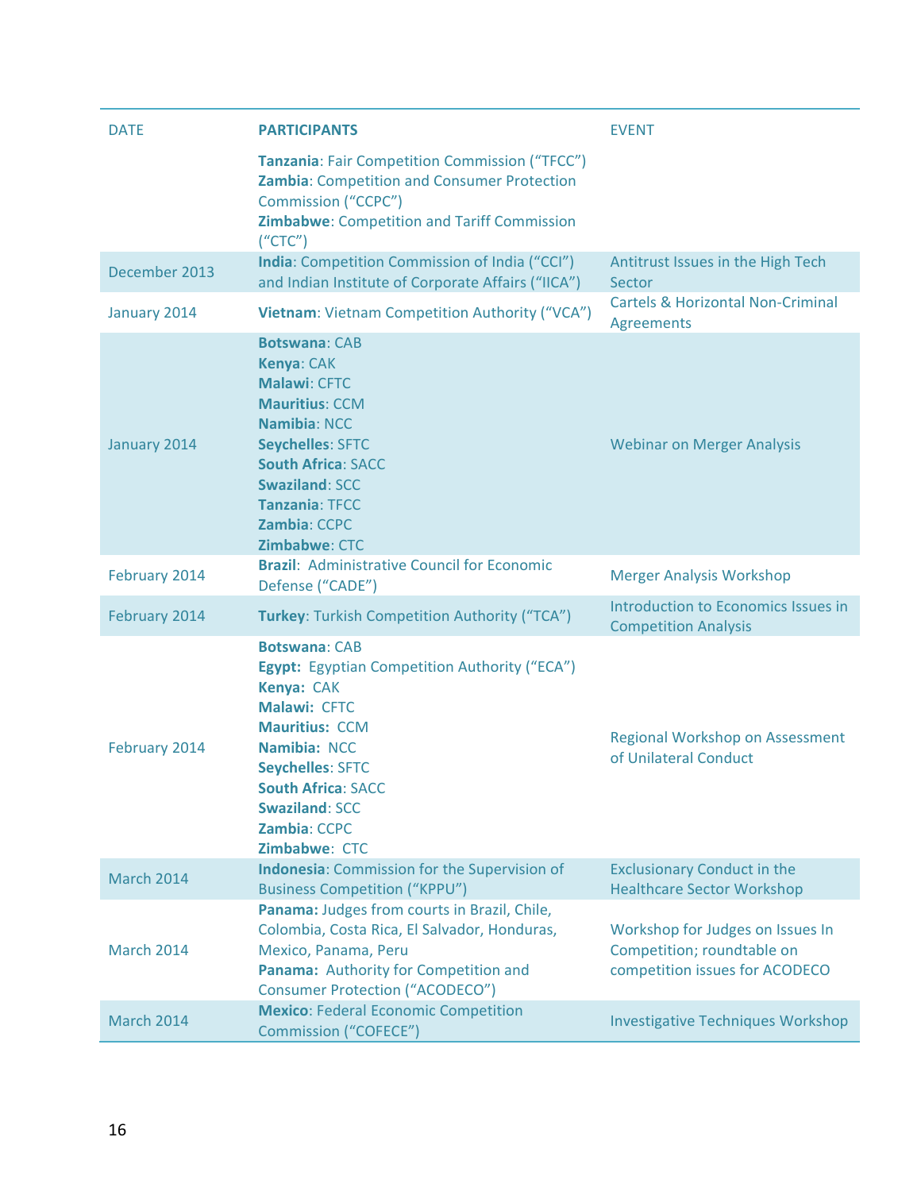| DATE | PARTICIPANTS | EVENT |
|---|---|---|
| | **Tanzania**: Fair Competition Commission ("TFCC")<br>**Zambia**: Competition and Consumer Protection Commission ("CCPC")<br>**Zimbabwe**: Competition and Tariff Commission ("CTC") | |
| December 2013 | **India**: Competition Commission of India ("CCI") and Indian Institute of Corporate Affairs ("IICA") | Antitrust Issues in the High Tech Sector |
| January 2014 | **Vietnam**: Vietnam Competition Authority ("VCA") | Cartels & Horizontal Non-Criminal Agreements |
| January 2014 | **Botswana**: CAB<br>**Kenya**: CAK<br>**Malawi**: CFTC<br>**Mauritius**: CCM<br>**Namibia**: NCC<br>**Seychelles**: SFTC<br>**South Africa**: SACC<br>**Swaziland**: SCC<br>**Tanzania**: TFCC<br>**Zambia**: CCPC<br>**Zimbabwe**: CTC | Webinar on Merger Analysis |
| February 2014 | **Brazil**: Administrative Council for Economic Defense ("CADE") | Merger Analysis Workshop |
| February 2014 | **Turkey**: Turkish Competition Authority ("TCA") | Introduction to Economics Issues in Competition Analysis |
| February 2014 | **Botswana**: CAB<br>**Egypt**: Egyptian Competition Authority ("ECA")<br>**Kenya**: CAK<br>**Malawi**: CFTC<br>**Mauritius**: CCM<br>**Namibia**: NCC<br>**Seychelles**: SFTC<br>**South Africa**: SACC<br>**Swaziland**: SCC<br>**Zambia**: CCPC<br>**Zimbabwe**: CTC | Regional Workshop on Assessment of Unilateral Conduct |
| March 2014 | **Indonesia**: Commission for the Supervision of Business Competition ("KPPU") | Exclusionary Conduct in the Healthcare Sector Workshop |
| March 2014 | **Panama:** Judges from courts in Brazil, Chile, Colombia, Costa Rica, El Salvador, Honduras, Mexico, Panama, Peru<br>**Panama:** Authority for Competition and Consumer Protection ("ACODECO") | Workshop for Judges on Issues In Competition; roundtable on competition issues for ACODECO |
| March 2014 | **Mexico**: Federal Economic Competition Commission ("COFECE") | Investigative Techniques Workshop |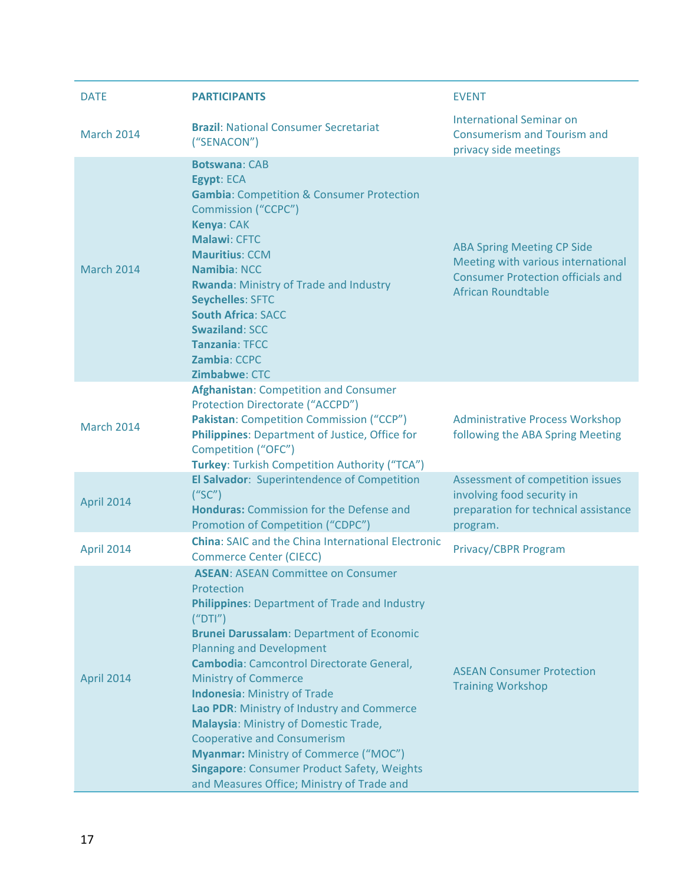| DATE | PARTICIPANTS | EVENT |
|---|---|---|
| March 2014 | **Brazil**: National Consumer Secretariat ("SENACON") | International Seminar on Consumerism and Tourism and privacy side meetings |
| March 2014 | **Botswana**: CAB<br>**Egypt**: ECA<br>**Gambia**: Competition & Consumer Protection Commission ("CCPC")<br>**Kenya**: CAK<br>**Malawi**: CFTC<br>**Mauritius**: CCM<br>**Namibia**: NCC<br>**Rwanda**: Ministry of Trade and Industry<br>**Seychelles**: SFTC<br>**South Africa**: SACC<br>**Swaziland**: SCC<br>**Tanzania**: TFCC<br>**Zambia**: CCPC<br>**Zimbabwe**: CTC | ABA Spring Meeting CP Side Meeting with various international Consumer Protection officials and African Roundtable |
| March 2014 | **Afghanistan**: Competition and Consumer Protection Directorate ("ACCPD")<br>**Pakistan**: Competition Commission ("CCP")<br>**Philippines**: Department of Justice, Office for Competition ("OFC")<br>**Turkey**: Turkish Competition Authority ("TCA") | Administrative Process Workshop following the ABA Spring Meeting |
| April 2014 | **El Salvador**: Superintendence of Competition ("SC")<br>**Honduras:** Commission for the Defense and Promotion of Competition ("CDPC") | Assessment of competition issues involving food security in preparation for technical assistance program. |
| April 2014 | **China**: SAIC and the China International Electronic Commerce Center (CIECC) | Privacy/CBPR Program |
| April 2014 | **ASEAN**: ASEAN Committee on Consumer Protection<br>**Philippines**: Department of Trade and Industry ("DTI")<br>**Brunei Darussalam**: Department of Economic Planning and Development<br>**Cambodia**: Camcontrol Directorate General, Ministry of Commerce<br>**Indonesia**: Ministry of Trade<br>**Lao PDR**: Ministry of Industry and Commerce<br>**Malaysia**: Ministry of Domestic Trade, Cooperative and Consumerism<br>**Myanmar:** Ministry of Commerce ("MOC")<br>**Singapore**: Consumer Product Safety, Weights and Measures Office; Ministry of Trade and | ASEAN Consumer Protection Training Workshop |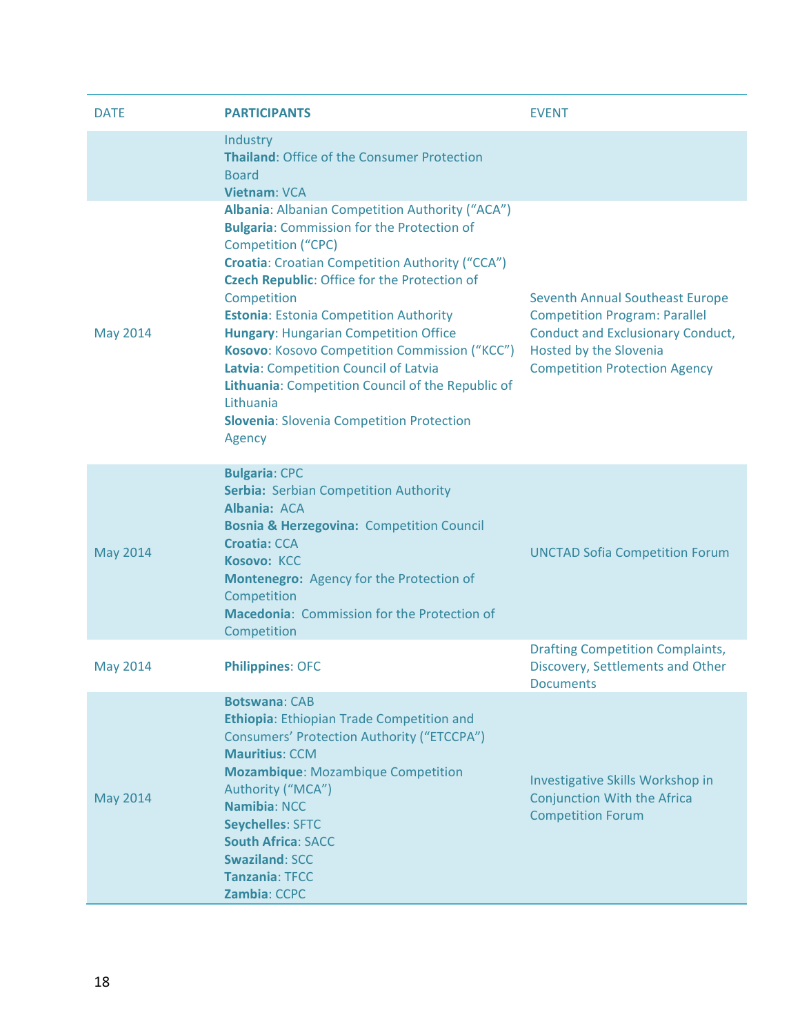| DATE | PARTICIPANTS | EVENT |
|---|---|---|
| | Industry<br>**Thailand**: Office of the Consumer Protection Board<br>**Vietnam**: VCA | |
| May 2014 | **Albania**: Albanian Competition Authority (“ACA”)<br>**Bulgaria**: Commission for the Protection of Competition (“CPC”)<br>**Croatia**: Croatian Competition Authority (“CCA”)<br>**Czech Republic**: Office for the Protection of Competition<br>**Estonia**: Estonia Competition Authority<br>**Hungary**: Hungarian Competition Office<br>**Kosovo**: Kosovo Competition Commission (“KCC”)<br>**Latvia**: Competition Council of Latvia<br>**Lithuania**: Competition Council of the Republic of Lithuania<br>**Slovenia**: Slovenia Competition Protection Agency | Seventh Annual Southeast Europe Competition Program: Parallel Conduct and Exclusionary Conduct, Hosted by the Slovenia Competition Protection Agency |
| May 2014 | **Bulgaria**: CPC<br>**Serbia:** Serbian Competition Authority<br>**Albania:** ACA<br>**Bosnia & Herzegovina:** Competition Council<br>**Croatia:** CCA<br>**Kosovo:** KCC<br>**Montenegro:** Agency for the Protection of Competition<br>**Macedonia**: Commission for the Protection of Competition | UNCTAD Sofia Competition Forum |
| May 2014 | **Philippines**: OFC | Drafting Competition Complaints, Discovery, Settlements and Other Documents |
| May 2014 | **Botswana**: CAB<br>**Ethiopia**: Ethiopian Trade Competition and Consumers’ Protection Authority (“ETCCPA”)<br>**Mauritius**: CCM<br>**Mozambique**: Mozambique Competition Authority (“MCA”)<br>**Namibia**: NCC<br>**Seychelles**: SFTC<br>**South Africa**: SACC<br>**Swaziland**: SCC<br>**Tanzania**: TFCC<br>**Zambia**: CCPC | Investigative Skills Workshop in Conjunction With the Africa Competition Forum |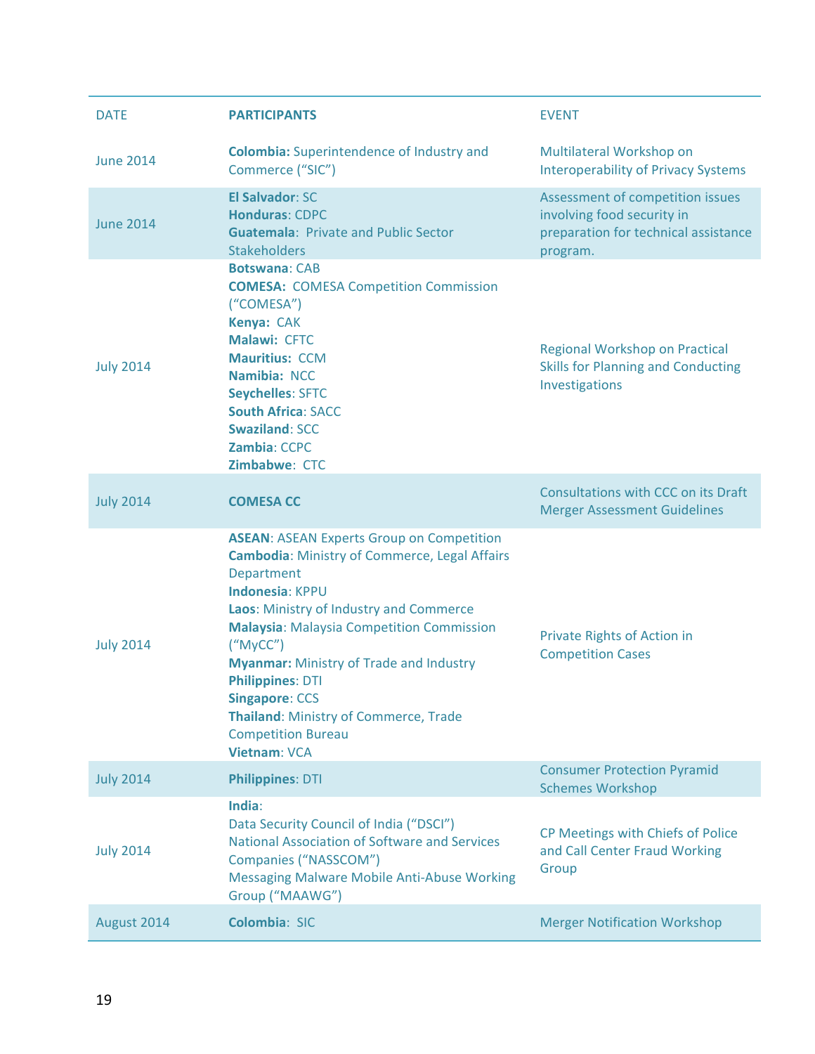| DATE | PARTICIPANTS | EVENT |
| --- | --- | --- |
| June 2014 | **Colombia:** Superintendence of Industry and Commerce ("SIC") | Multilateral Workshop on Interoperability of Privacy Systems |
| June 2014 | **El Salvador**: SC<br>**Honduras**: CDPC<br>**Guatemala**: Private and Public Sector Stakeholders | Assessment of competition issues involving food security in preparation for technical assistance program. |
| July 2014 | **Botswana**: CAB<br>**COMESA:** COMESA Competition Commission ("COMESA")<br>**Kenya:** CAK<br>**Malawi:** CFTC<br>**Mauritius:** CCM<br>**Namibia:** NCC<br>**Seychelles**: SFTC<br>**South Africa**: SACC<br>**Swaziland**: SCC<br>**Zambia**: CCPC<br>**Zimbabwe**: CTC | Regional Workshop on Practical Skills for Planning and Conducting Investigations |
| July 2014 | **COMESA CC** | Consultations with CCC on its Draft Merger Assessment Guidelines |
| July 2014 | **ASEAN**: ASEAN Experts Group on Competition<br>**Cambodia**: Ministry of Commerce, Legal Affairs Department<br>**Indonesia**: KPPU<br>**Laos**: Ministry of Industry and Commerce<br>**Malaysia**: Malaysia Competition Commission ("MyCC")<br>**Myanmar:** Ministry of Trade and Industry<br>**Philippines**: DTI<br>**Singapore**: CCS<br>**Thailand**: Ministry of Commerce, Trade Competition Bureau<br>**Vietnam**: VCA | Private Rights of Action in Competition Cases |
| July 2014 | **Philippines**: DTI | Consumer Protection Pyramid Schemes Workshop |
| July 2014 | **India**:<br>Data Security Council of India ("DSCI")<br>National Association of Software and Services Companies ("NASSCOM")<br>Messaging Malware Mobile Anti-Abuse Working Group ("MAAWG") | CP Meetings with Chiefs of Police and Call Center Fraud Working Group |
| August 2014 | **Colombia**: SIC | Merger Notification Workshop |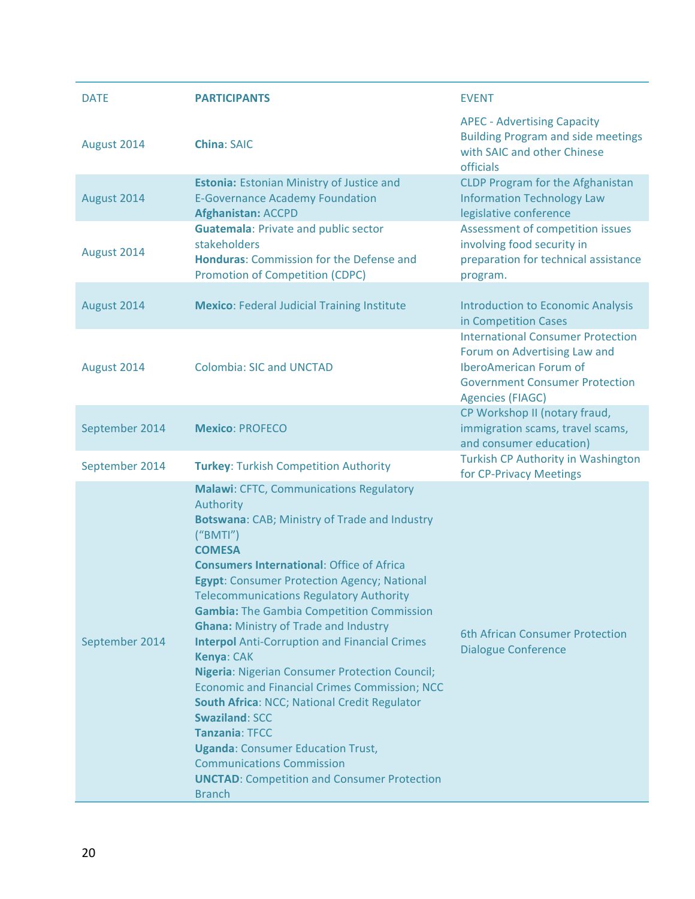| DATE | PARTICIPANTS | EVENT |
|---|---|---|
| August 2014 | **China**: SAIC | APEC - Advertising Capacity Building Program and side meetings with SAIC and other Chinese officials |
| August 2014 | **Estonia:** Estonian Ministry of Justice and E-Governance Academy Foundation<br>**Afghanistan:** ACCPD | CLDP Program for the Afghanistan Information Technology Law legislative conference |
| August 2014 | **Guatemala**: Private and public sector stakeholders<br>**Honduras**: Commission for the Defense and Promotion of Competition (CDPC) | Assessment of competition issues involving food security in preparation for technical assistance program. |
| August 2014 | **Mexico**: Federal Judicial Training Institute | Introduction to Economic Analysis in Competition Cases |
| August 2014 | Colombia: SIC and UNCTAD | International Consumer Protection Forum on Advertising Law and IberoAmerican Forum of Government Consumer Protection Agencies (FIAGC) |
| September 2014 | **Mexico**: PROFECO | CP Workshop II (notary fraud, immigration scams, travel scams, and consumer education) |
| September 2014 | **Turkey**: Turkish Competition Authority | Turkish CP Authority in Washington for CP-Privacy Meetings |
| September 2014 | **Malawi**: CFTC, Communications Regulatory Authority<br>**Botswana**: CAB; Ministry of Trade and Industry ("BMTI")<br>**COMESA**<br>**Consumers International**: Office of Africa<br>**Egypt**: Consumer Protection Agency; National Telecommunications Regulatory Authority<br>**Gambia:** The Gambia Competition Commission<br>**Ghana:** Ministry of Trade and Industry<br>**Interpol** Anti-Corruption and Financial Crimes<br>**Kenya**: CAK<br>**Nigeria**: Nigerian Consumer Protection Council; Economic and Financial Crimes Commission; NCC<br>**South Africa**: NCC; National Credit Regulator<br>**Swaziland**: SCC<br>**Tanzania**: TFCC<br>**Uganda**: Consumer Education Trust, Communications Commission<br>**UNCTAD**: Competition and Consumer Protection Branch | 6th African Consumer Protection Dialogue Conference |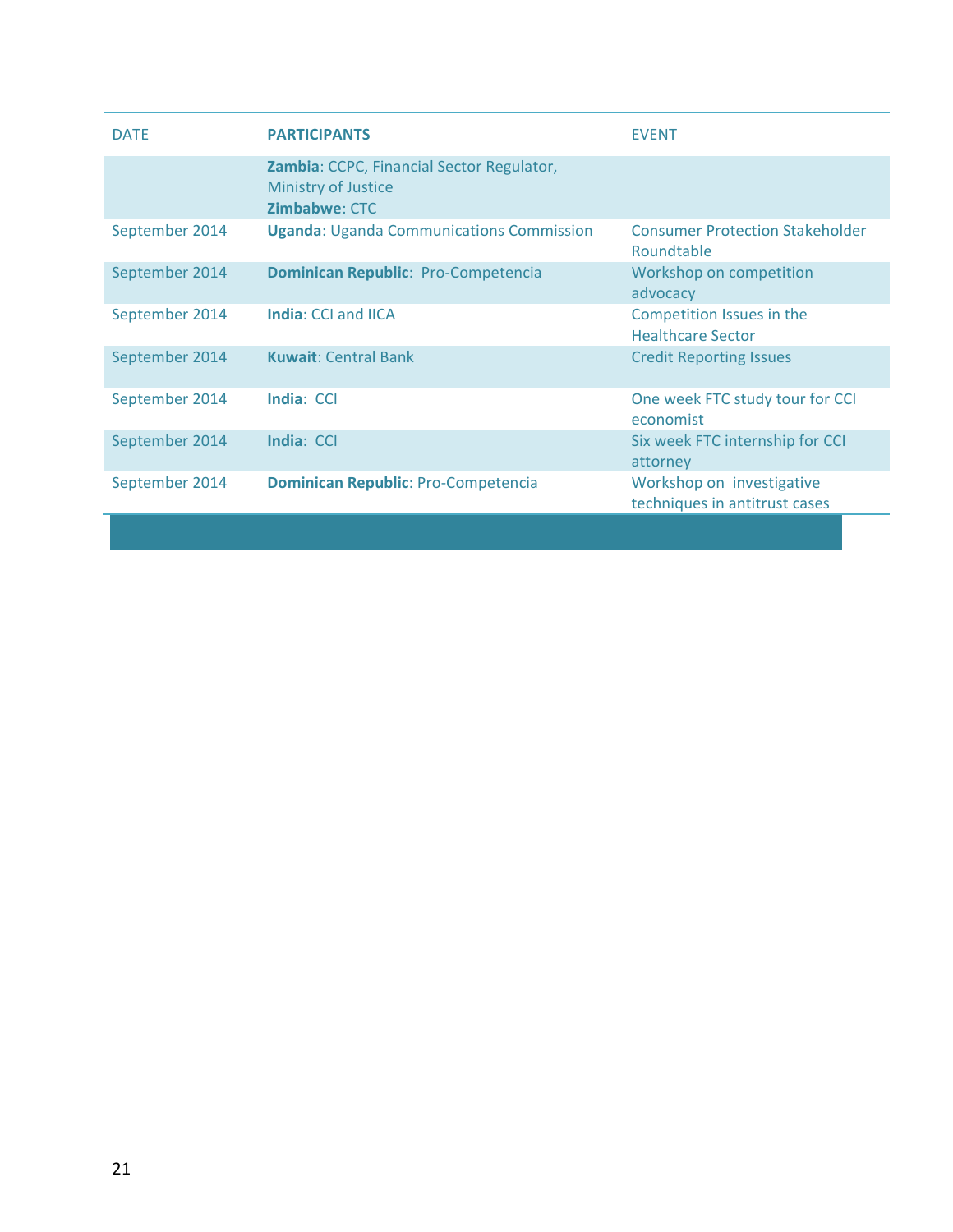| DATE | PARTICIPANTS | EVENT |
|---|---|---|
| | **Zambia**: CCPC, Financial Sector Regulator, Ministry of Justice<br>**Zimbabwe**: CTC | |
| September 2014 | **Uganda**: Uganda Communications Commission | Consumer Protection Stakeholder Roundtable |
| September 2014 | **Dominican Republic**: Pro-Competencia | Workshop on competition advocacy |
| September 2014 | **India**: CCI and IICA | Competition Issues in the Healthcare Sector |
| September 2014 | **Kuwait**: Central Bank | Credit Reporting Issues |
| September 2014 | **India**: CCI | One week FTC study tour for CCI economist |
| September 2014 | **India**: CCI | Six week FTC internship for CCI attorney |
| September 2014 | **Dominican Republic**: Pro-Competencia | Workshop on investigative techniques in antitrust cases |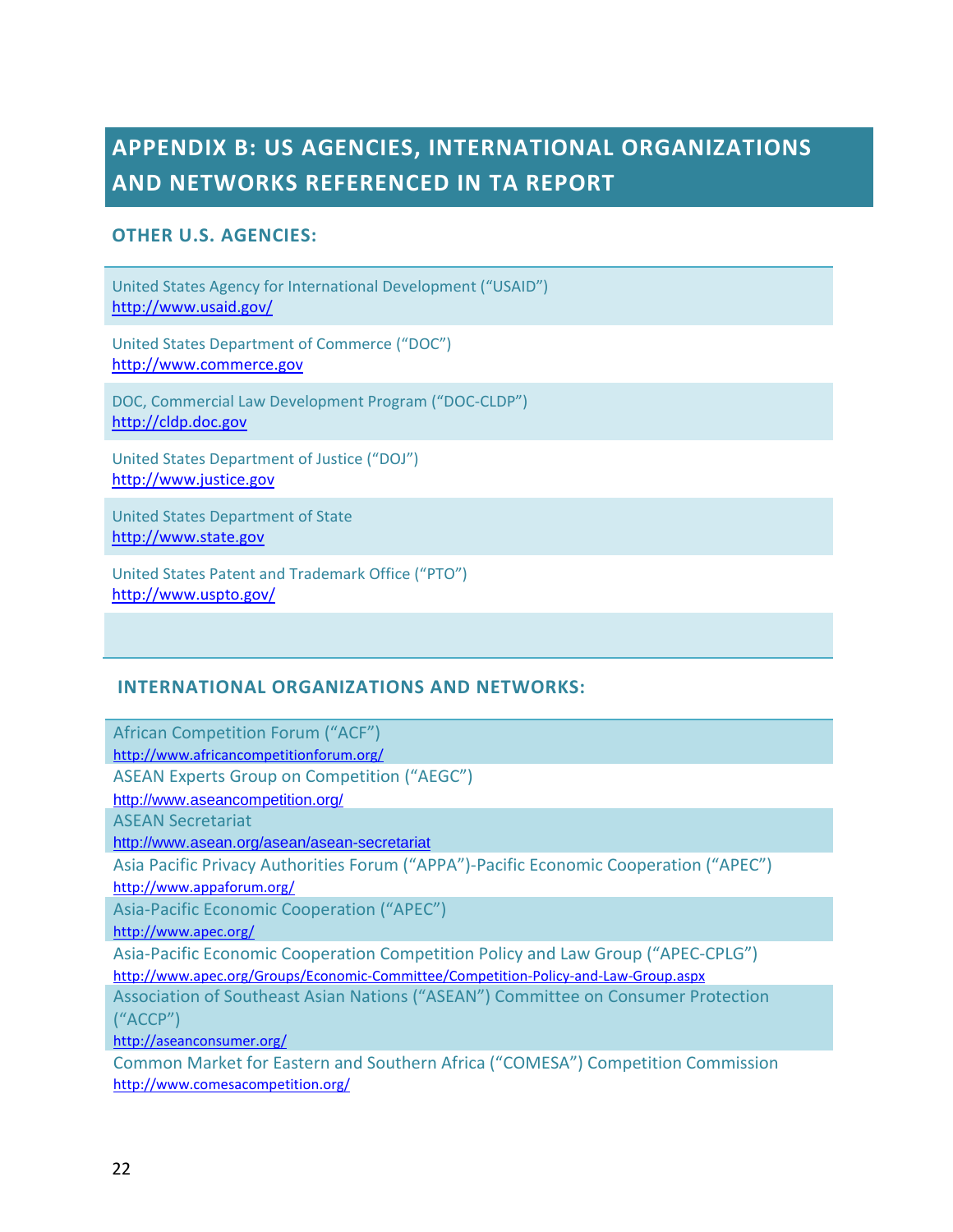# APPENDIX B: US AGENCIES, INTERNATIONAL ORGANIZATIONS AND NETWORKS REFERENCED IN TA REPORT

## OTHER U.S. AGENCIES:

United States Agency for International Development ("USAID")
http://www.usaid.gov/

United States Department of Commerce ("DOC")
http://www.commerce.gov

DOC, Commercial Law Development Program ("DOC-CLDP")
http://cldp.doc.gov

United States Department of Justice ("DOJ")
http://www.justice.gov

United States Department of State
http://www.state.gov

United States Patent and Trademark Office ("PTO")
http://www.uspto.gov/

## INTERNATIONAL ORGANIZATIONS AND NETWORKS:

African Competition Forum ("ACF")
http://www.africancompetitionforum.org/

ASEAN Experts Group on Competition ("AEGC")
http://www.aseancompetition.org/

ASEAN Secretariat
http://www.asean.org/asean/asean-secretariat

Asia Pacific Privacy Authorities Forum ("APPA")-Pacific Economic Cooperation ("APEC")
http://www.appaforum.org/

Asia-Pacific Economic Cooperation ("APEC")
http://www.apec.org/

Asia-Pacific Economic Cooperation Competition Policy and Law Group ("APEC-CPLG")
http://www.apec.org/Groups/Economic-Committee/Competition-Policy-and-Law-Group.aspx

Association of Southeast Asian Nations ("ASEAN") Committee on Consumer Protection ("ACCP")
http://aseanconsumer.org/

Common Market for Eastern and Southern Africa ("COMESA") Competition Commission
http://www.comesacompetition.org/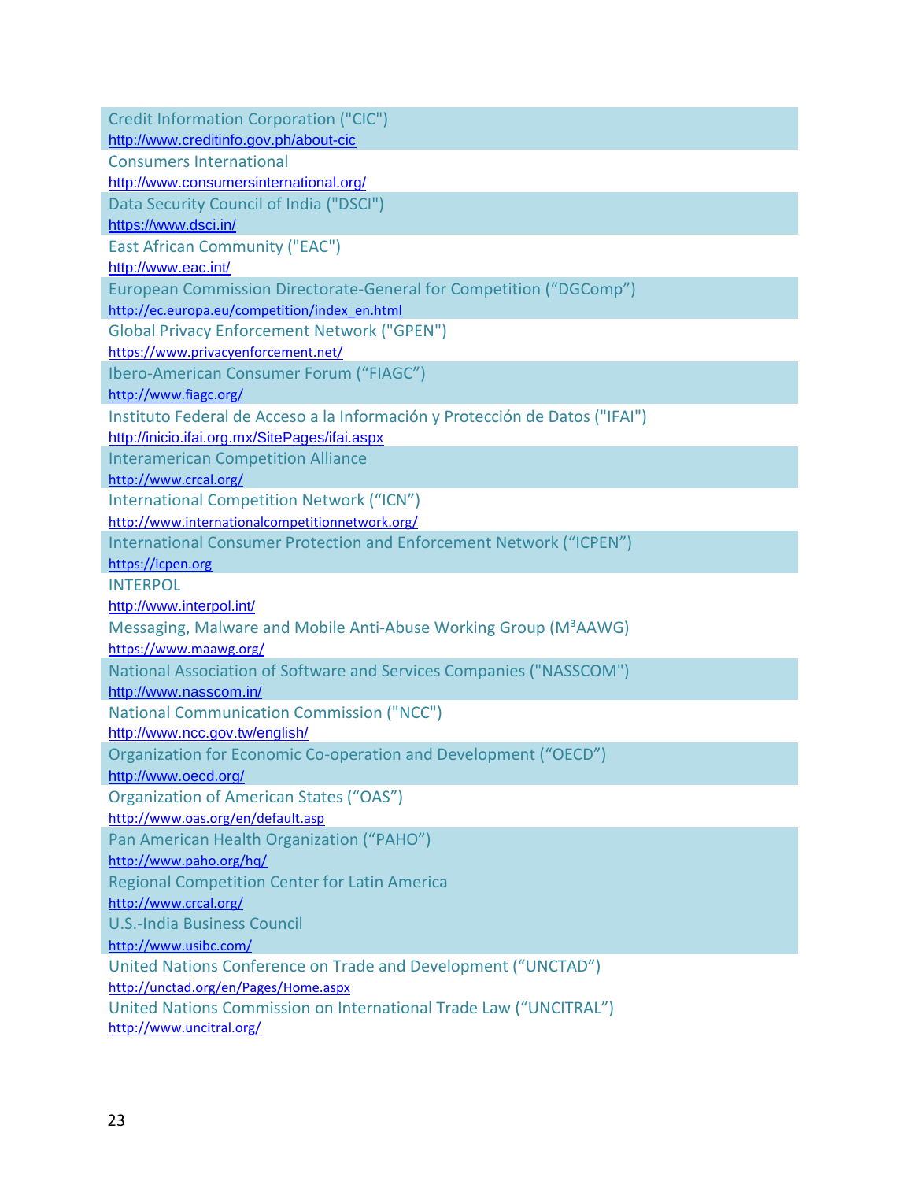Credit Information Corporation ("CIC")
http://www.creditinfo.gov.ph/about-cic

Consumers International
http://www.consumersinternational.org/

Data Security Council of India ("DSCI")
https://www.dsci.in/

East African Community ("EAC")
http://www.eac.int/

European Commission Directorate-General for Competition (“DGComp”)
http://ec.europa.eu/competition/index_en.html

Global Privacy Enforcement Network ("GPEN")
https://www.privacyenforcement.net/

Ibero-American Consumer Forum (“FIAGC”)
http://www.fiagc.org/

Instituto Federal de Acceso a la Información y Protección de Datos ("IFAI")
http://inicio.ifai.org.mx/SitePages/ifai.aspx

Interamerican Competition Alliance
http://www.crcal.org/

International Competition Network (“ICN”)
http://www.internationalcompetitionnetwork.org/

International Consumer Protection and Enforcement Network (“ICPEN”)
https://icpen.org

INTERPOL
http://www.interpol.int/

Messaging, Malware and Mobile Anti-Abuse Working Group (M³AAWG)
https://www.maawg.org/

National Association of Software and Services Companies ("NASSCOM")
http://www.nasscom.in/

National Communication Commission ("NCC")
http://www.ncc.gov.tw/english/

Organization for Economic Co-operation and Development (“OECD”)
http://www.oecd.org/

Organization of American States (“OAS”)
http://www.oas.org/en/default.asp

Pan American Health Organization (“PAHO”)
http://www.paho.org/hq/

Regional Competition Center for Latin America
http://www.crcal.org/

U.S.-India Business Council
http://www.usibc.com/

United Nations Conference on Trade and Development (“UNCTAD”)
http://unctad.org/en/Pages/Home.aspx

United Nations Commission on International Trade Law (“UNCITRAL”)
http://www.uncitral.org/